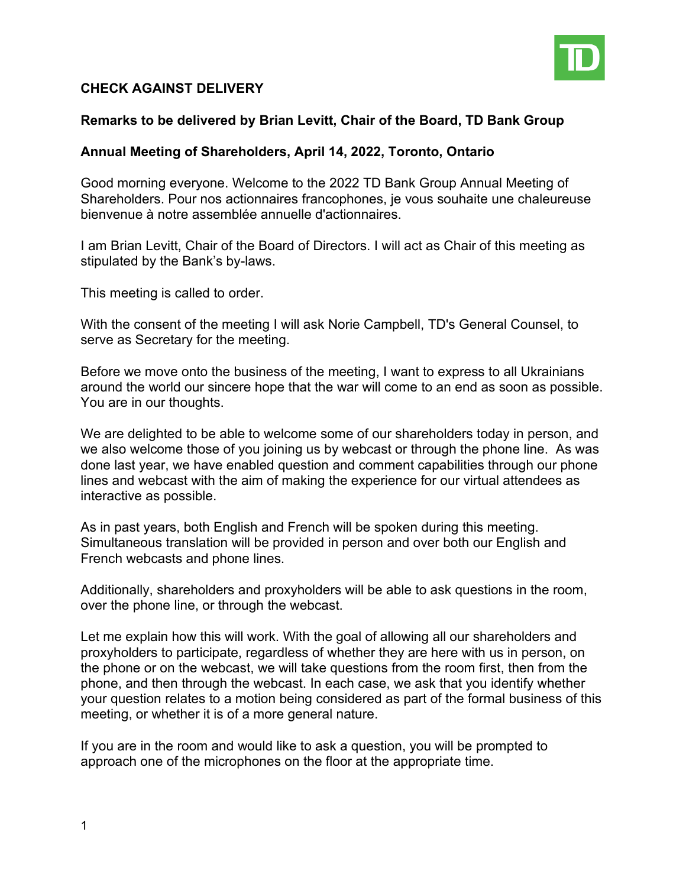**CHECK AGAINST DELIVERY**

**Remarks to be delivered by Brian Levitt, Chair of the Board, TD Bank Group**

**Annual Meeting of Shareholders, April 14, 2022, Toronto, Ontario**

Good morning everyone. Welcome to the 2022 TD Bank Group Annual Meeting of Shareholders. Pour nos actionnaires francophones, je vous souhaite une chaleureuse bienvenue à notre assemblée annuelle d'actionnaires.

I am Brian Levitt, Chair of the Board of Directors. I will act as Chair of this meeting as stipulated by the Bank's by-laws.

This meeting is called to order.

With the consent of the meeting I will ask Norie Campbell, TD's General Counsel, to serve as Secretary for the meeting.

Before we move onto the business of the meeting, I want to express to all Ukrainians around the world our sincere hope that the war will come to an end as soon as possible. You are in our thoughts.

We are delighted to be able to welcome some of our shareholders today in person, and we also welcome those of you joining us by webcast or through the phone line. As was done last year, we have enabled question and comment capabilities through our phone lines and webcast with the aim of making the experience for our virtual attendees as interactive as possible.

As in past years, both English and French will be spoken during this meeting. Simultaneous translation will be provided in person and over both our English and French webcasts and phone lines.

Additionally, shareholders and proxyholders will be able to ask questions in the room, over the phone line, or through the webcast.

Let me explain how this will work. With the goal of allowing all our shareholders and proxyholders to participate, regardless of whether they are here with us in person, on the phone or on the webcast, we will take questions from the room first, then from the phone, and then through the webcast. In each case, we ask that you identify whether your question relates to a motion being considered as part of the formal business of this meeting, or whether it is of a more general nature.

If you are in the room and would like to ask a question, you will be prompted to approach one of the microphones on the floor at the appropriate time.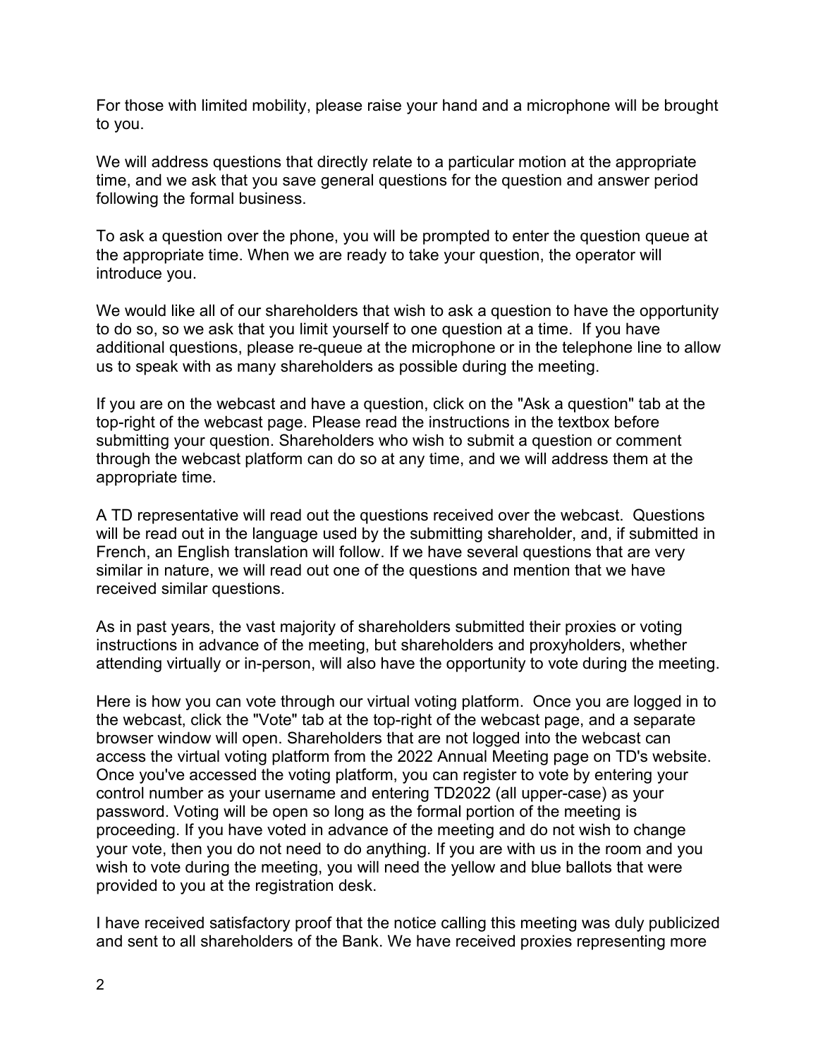For those with limited mobility, please raise your hand and a microphone will be brought to you.

We will address questions that directly relate to a particular motion at the appropriate time, and we ask that you save general questions for the question and answer period following the formal business.

To ask a question over the phone, you will be prompted to enter the question queue at the appropriate time. When we are ready to take your question, the operator will introduce you.

We would like all of our shareholders that wish to ask a question to have the opportunity to do so, so we ask that you limit yourself to one question at a time. If you have additional questions, please re-queue at the microphone or in the telephone line to allow us to speak with as many shareholders as possible during the meeting.

If you are on the webcast and have a question, click on the "Ask a question" tab at the top-right of the webcast page. Please read the instructions in the textbox before submitting your question. Shareholders who wish to submit a question or comment through the webcast platform can do so at any time, and we will address them at the appropriate time.

A TD representative will read out the questions received over the webcast. Questions will be read out in the language used by the submitting shareholder, and, if submitted in French, an English translation will follow. If we have several questions that are very similar in nature, we will read out one of the questions and mention that we have received similar questions.

As in past years, the vast majority of shareholders submitted their proxies or voting instructions in advance of the meeting, but shareholders and proxyholders, whether attending virtually or in-person, will also have the opportunity to vote during the meeting.

Here is how you can vote through our virtual voting platform. Once you are logged in to the webcast, click the "Vote" tab at the top-right of the webcast page, and a separate browser window will open. Shareholders that are not logged into the webcast can access the virtual voting platform from the 2022 Annual Meeting page on TD's website. Once you've accessed the voting platform, you can register to vote by entering your control number as your username and entering TD2022 (all upper-case) as your password. Voting will be open so long as the formal portion of the meeting is proceeding. If you have voted in advance of the meeting and do not wish to change your vote, then you do not need to do anything. If you are with us in the room and you wish to vote during the meeting, you will need the yellow and blue ballots that were provided to you at the registration desk.

I have received satisfactory proof that the notice calling this meeting was duly publicized and sent to all shareholders of the Bank. We have received proxies representing more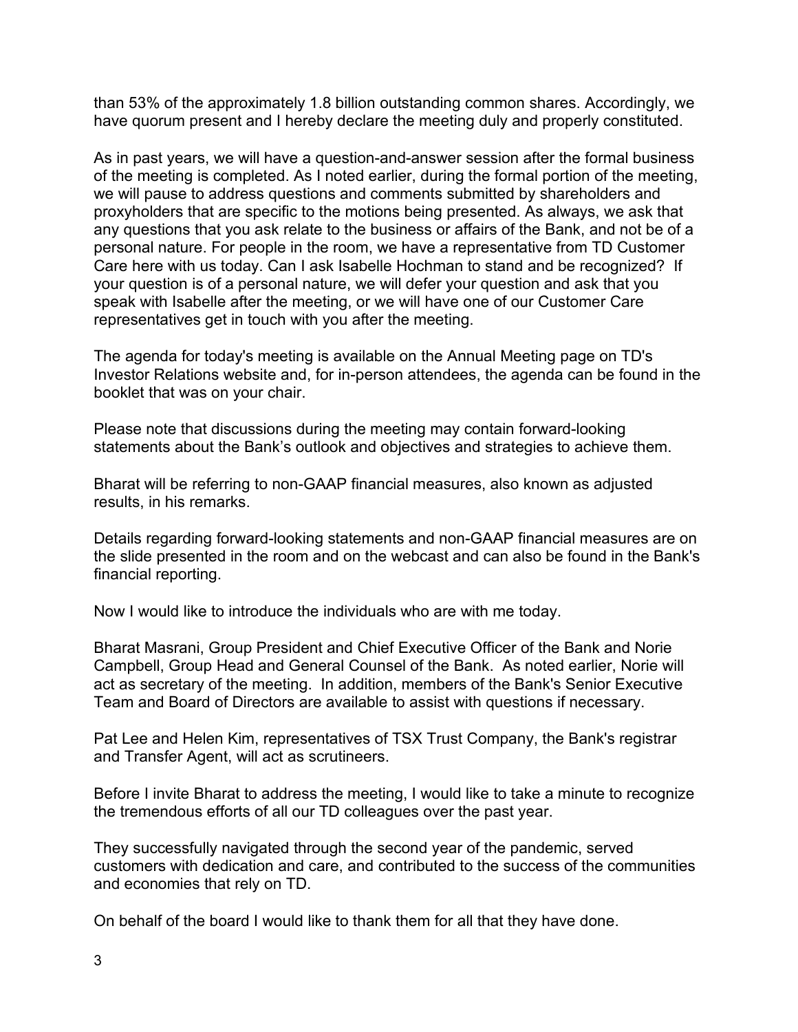than 53% of the approximately 1.8 billion outstanding common shares. Accordingly, we have quorum present and I hereby declare the meeting duly and properly constituted.

As in past years, we will have a question-and-answer session after the formal business of the meeting is completed. As I noted earlier, during the formal portion of the meeting, we will pause to address questions and comments submitted by shareholders and proxyholders that are specific to the motions being presented. As always, we ask that any questions that you ask relate to the business or affairs of the Bank, and not be of a personal nature. For people in the room, we have a representative from TD Customer Care here with us today. Can I ask Isabelle Hochman to stand and be recognized? If your question is of a personal nature, we will defer your question and ask that you speak with Isabelle after the meeting, or we will have one of our Customer Care representatives get in touch with you after the meeting.

The agenda for today's meeting is available on the Annual Meeting page on TD's Investor Relations website and, for in-person attendees, the agenda can be found in the booklet that was on your chair.

Please note that discussions during the meeting may contain forward-looking statements about the Bank's outlook and objectives and strategies to achieve them.

Bharat will be referring to non-GAAP financial measures, also known as adjusted results, in his remarks.

Details regarding forward-looking statements and non-GAAP financial measures are on the slide presented in the room and on the webcast and can also be found in the Bank's financial reporting.

Now I would like to introduce the individuals who are with me today.

Bharat Masrani, Group President and Chief Executive Officer of the Bank and Norie Campbell, Group Head and General Counsel of the Bank. As noted earlier, Norie will act as secretary of the meeting. In addition, members of the Bank's Senior Executive Team and Board of Directors are available to assist with questions if necessary.

Pat Lee and Helen Kim, representatives of TSX Trust Company, the Bank's registrar and Transfer Agent, will act as scrutineers.

Before I invite Bharat to address the meeting, I would like to take a minute to recognize the tremendous efforts of all our TD colleagues over the past year.

They successfully navigated through the second year of the pandemic, served customers with dedication and care, and contributed to the success of the communities and economies that rely on TD.

On behalf of the board I would like to thank them for all that they have done.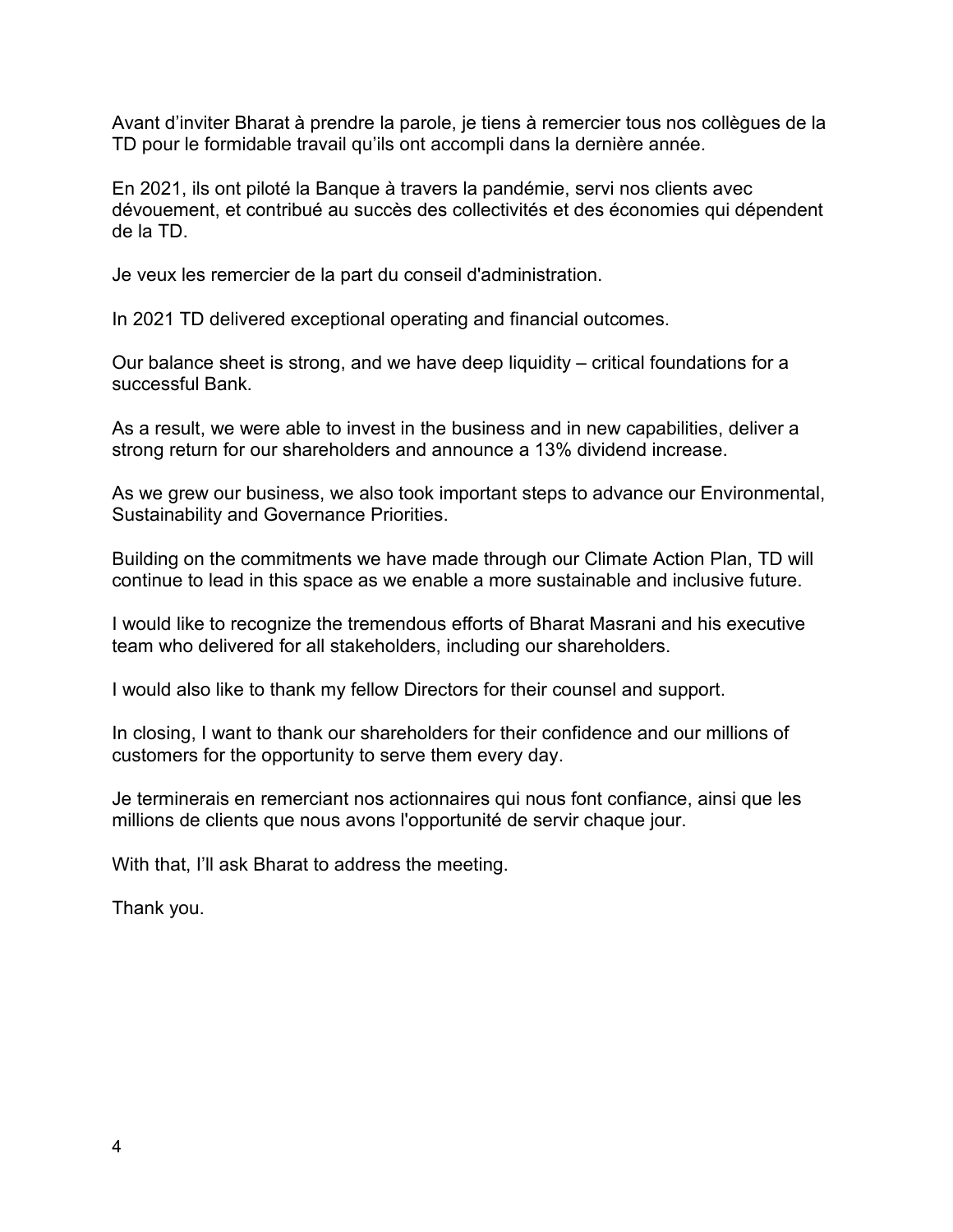Avant d’inviter Bharat à prendre la parole, je tiens à remercier tous nos collègues de la TD pour le formidable travail qu’ils ont accompli dans la dernière année.

En 2021, ils ont piloté la Banque à travers la pandémie, servi nos clients avec dévouement, et contribué au succès des collectivités et des économies qui dépendent de la TD.

Je veux les remercier de la part du conseil d'administration.

In 2021 TD delivered exceptional operating and financial outcomes.

Our balance sheet is strong, and we have deep liquidity – critical foundations for a successful Bank.

As a result, we were able to invest in the business and in new capabilities, deliver a strong return for our shareholders and announce a 13% dividend increase.

As we grew our business, we also took important steps to advance our Environmental, Sustainability and Governance Priorities.

Building on the commitments we have made through our Climate Action Plan, TD will continue to lead in this space as we enable a more sustainable and inclusive future.

I would like to recognize the tremendous efforts of Bharat Masrani and his executive team who delivered for all stakeholders, including our shareholders.

I would also like to thank my fellow Directors for their counsel and support.

In closing, I want to thank our shareholders for their confidence and our millions of customers for the opportunity to serve them every day.

Je terminerais en remerciant nos actionnaires qui nous font confiance, ainsi que les millions de clients que nous avons l'opportunité de servir chaque jour.

With that, I’ll ask Bharat to address the meeting.

Thank you.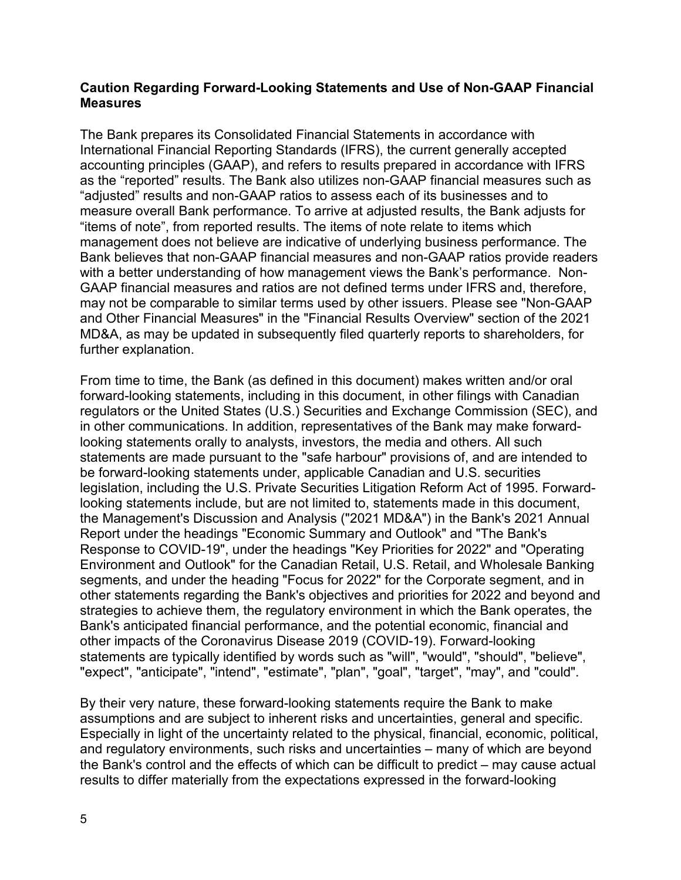**Caution Regarding Forward-Looking Statements and Use of Non-GAAP Financial Measures**

The Bank prepares its Consolidated Financial Statements in accordance with International Financial Reporting Standards (IFRS), the current generally accepted accounting principles (GAAP), and refers to results prepared in accordance with IFRS as the “reported” results. The Bank also utilizes non-GAAP financial measures such as “adjusted” results and non-GAAP ratios to assess each of its businesses and to measure overall Bank performance. To arrive at adjusted results, the Bank adjusts for “items of note”, from reported results. The items of note relate to items which management does not believe are indicative of underlying business performance. The Bank believes that non-GAAP financial measures and non-GAAP ratios provide readers with a better understanding of how management views the Bank’s performance. Non-GAAP financial measures and ratios are not defined terms under IFRS and, therefore, may not be comparable to similar terms used by other issuers. Please see "Non-GAAP and Other Financial Measures" in the "Financial Results Overview" section of the 2021 MD&A, as may be updated in subsequently filed quarterly reports to shareholders, for further explanation.

From time to time, the Bank (as defined in this document) makes written and/or oral forward-looking statements, including in this document, in other filings with Canadian regulators or the United States (U.S.) Securities and Exchange Commission (SEC), and in other communications. In addition, representatives of the Bank may make forward-looking statements orally to analysts, investors, the media and others. All such statements are made pursuant to the "safe harbour" provisions of, and are intended to be forward-looking statements under, applicable Canadian and U.S. securities legislation, including the U.S. Private Securities Litigation Reform Act of 1995. Forward-looking statements include, but are not limited to, statements made in this document, the Management's Discussion and Analysis ("2021 MD&A") in the Bank's 2021 Annual Report under the headings "Economic Summary and Outlook" and "The Bank's Response to COVID-19", under the headings "Key Priorities for 2022" and "Operating Environment and Outlook" for the Canadian Retail, U.S. Retail, and Wholesale Banking segments, and under the heading "Focus for 2022" for the Corporate segment, and in other statements regarding the Bank's objectives and priorities for 2022 and beyond and strategies to achieve them, the regulatory environment in which the Bank operates, the Bank's anticipated financial performance, and the potential economic, financial and other impacts of the Coronavirus Disease 2019 (COVID-19). Forward-looking statements are typically identified by words such as "will", "would", "should", "believe", "expect", "anticipate", "intend", "estimate", "plan", "goal", "target", "may", and "could".

By their very nature, these forward-looking statements require the Bank to make assumptions and are subject to inherent risks and uncertainties, general and specific. Especially in light of the uncertainty related to the physical, financial, economic, political, and regulatory environments, such risks and uncertainties – many of which are beyond the Bank's control and the effects of which can be difficult to predict – may cause actual results to differ materially from the expectations expressed in the forward-looking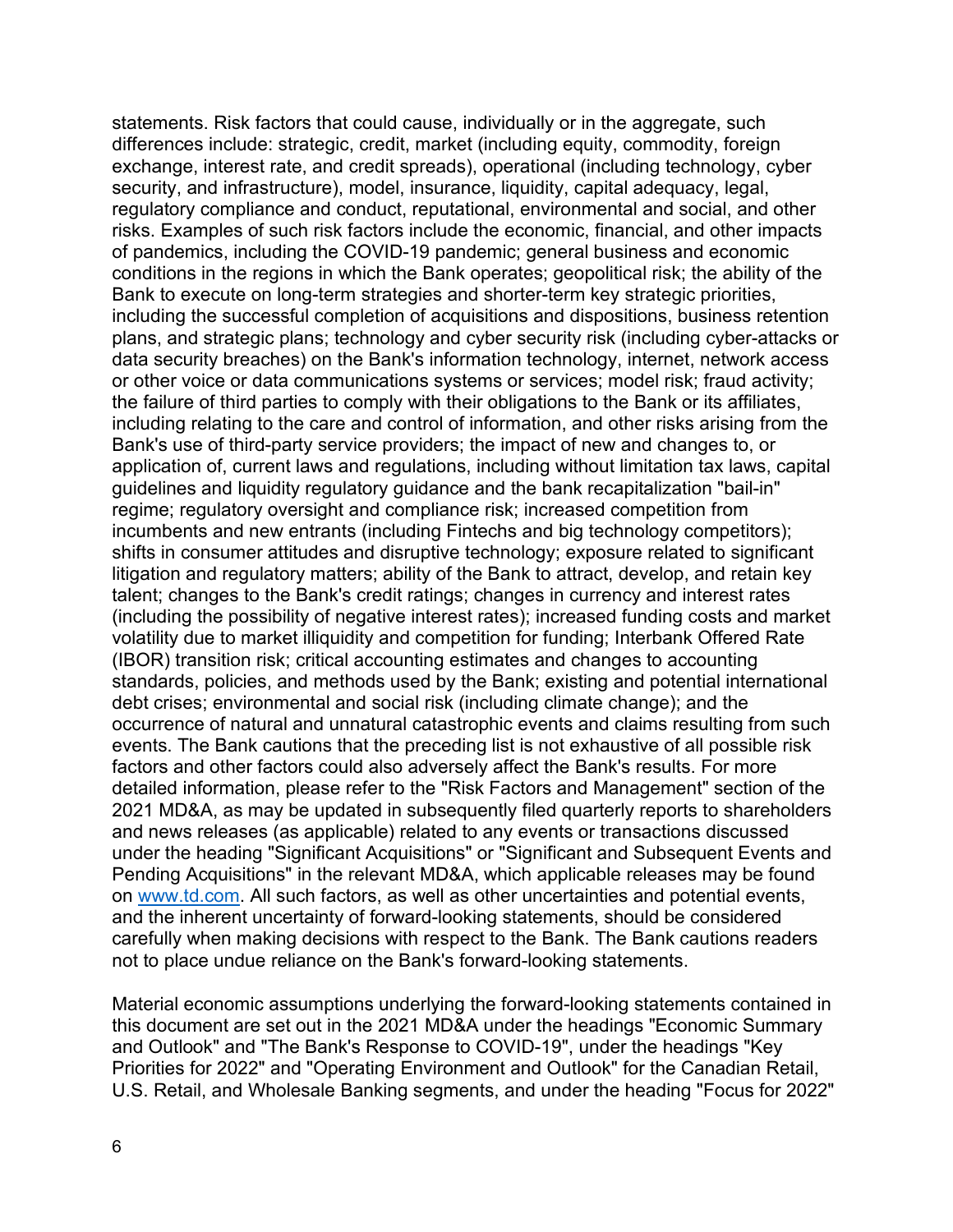statements. Risk factors that could cause, individually or in the aggregate, such differences include: strategic, credit, market (including equity, commodity, foreign exchange, interest rate, and credit spreads), operational (including technology, cyber security, and infrastructure), model, insurance, liquidity, capital adequacy, legal, regulatory compliance and conduct, reputational, environmental and social, and other risks. Examples of such risk factors include the economic, financial, and other impacts of pandemics, including the COVID-19 pandemic; general business and economic conditions in the regions in which the Bank operates; geopolitical risk; the ability of the Bank to execute on long-term strategies and shorter-term key strategic priorities, including the successful completion of acquisitions and dispositions, business retention plans, and strategic plans; technology and cyber security risk (including cyber-attacks or data security breaches) on the Bank's information technology, internet, network access or other voice or data communications systems or services; model risk; fraud activity; the failure of third parties to comply with their obligations to the Bank or its affiliates, including relating to the care and control of information, and other risks arising from the Bank's use of third-party service providers; the impact of new and changes to, or application of, current laws and regulations, including without limitation tax laws, capital guidelines and liquidity regulatory guidance and the bank recapitalization "bail-in" regime; regulatory oversight and compliance risk; increased competition from incumbents and new entrants (including Fintechs and big technology competitors); shifts in consumer attitudes and disruptive technology; exposure related to significant litigation and regulatory matters; ability of the Bank to attract, develop, and retain key talent; changes to the Bank's credit ratings; changes in currency and interest rates (including the possibility of negative interest rates); increased funding costs and market volatility due to market illiquidity and competition for funding; Interbank Offered Rate (IBOR) transition risk; critical accounting estimates and changes to accounting standards, policies, and methods used by the Bank; existing and potential international debt crises; environmental and social risk (including climate change); and the occurrence of natural and unnatural catastrophic events and claims resulting from such events. The Bank cautions that the preceding list is not exhaustive of all possible risk factors and other factors could also adversely affect the Bank's results. For more detailed information, please refer to the "Risk Factors and Management" section of the 2021 MD&A, as may be updated in subsequently filed quarterly reports to shareholders and news releases (as applicable) related to any events or transactions discussed under the heading "Significant Acquisitions" or "Significant and Subsequent Events and Pending Acquisitions" in the relevant MD&A, which applicable releases may be found on [www.td.com](http://www.td.com). All such factors, as well as other uncertainties and potential events, and the inherent uncertainty of forward-looking statements, should be considered carefully when making decisions with respect to the Bank. The Bank cautions readers not to place undue reliance on the Bank's forward-looking statements.

Material economic assumptions underlying the forward-looking statements contained in this document are set out in the 2021 MD&A under the headings "Economic Summary and Outlook" and "The Bank's Response to COVID-19", under the headings "Key Priorities for 2022" and "Operating Environment and Outlook" for the Canadian Retail, U.S. Retail, and Wholesale Banking segments, and under the heading "Focus for 2022"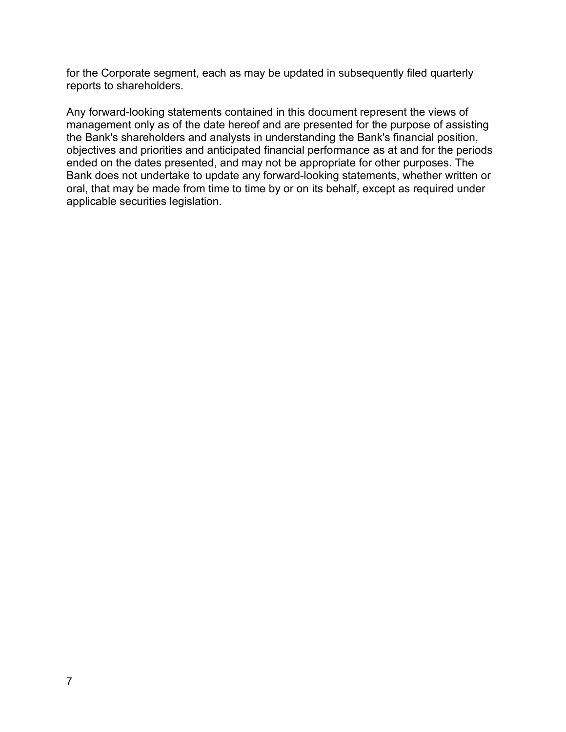for the Corporate segment, each as may be updated in subsequently filed quarterly reports to shareholders.

Any forward-looking statements contained in this document represent the views of management only as of the date hereof and are presented for the purpose of assisting the Bank's shareholders and analysts in understanding the Bank's financial position, objectives and priorities and anticipated financial performance as at and for the periods ended on the dates presented, and may not be appropriate for other purposes. The Bank does not undertake to update any forward-looking statements, whether written or oral, that may be made from time to time by or on its behalf, except as required under applicable securities legislation.